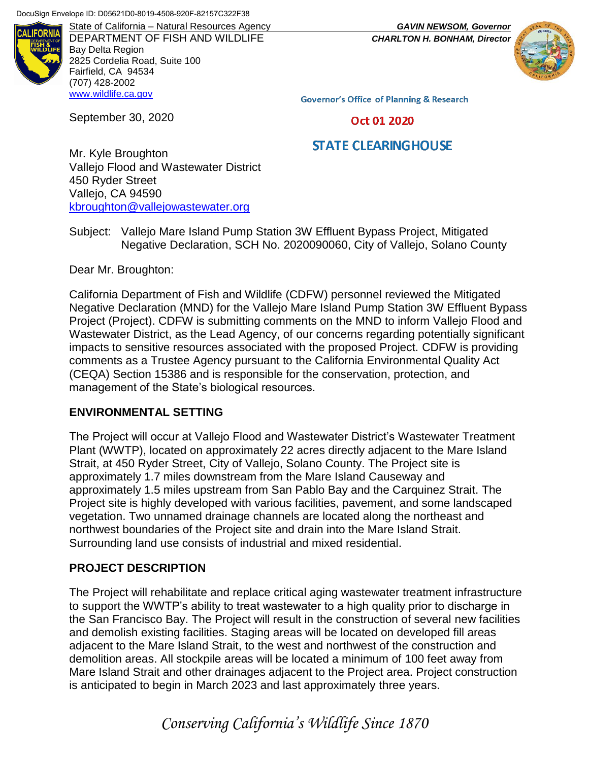DocuSign Envelope ID: D05621D0-8019-4508-920F-82157C322F38

State of California – Natural Resources Agency
DEPARTMENT OF FISH AND WILDLIFE
Bay Delta Region
2825 Cordelia Road, Suite 100
Fairfield, CA 94534
(707) 428-2002
www.wildlife.ca.gov

***GAVIN NEWSOM, Governor***
***CHARLTON H. BONHAM, Director***

Governor's Office of Planning & Research

Oct 01 2020

STATE CLEARINGHOUSE

September 30, 2020

Mr. Kyle Broughton
Vallejo Flood and Wastewater District
450 Ryder Street
Vallejo, CA 94590
kbroughton@vallejowastewater.org

Subject: Vallejo Mare Island Pump Station 3W Effluent Bypass Project, Mitigated Negative Declaration, SCH No. 2020090060, City of Vallejo, Solano County

Dear Mr. Broughton:

California Department of Fish and Wildlife (CDFW) personnel reviewed the Mitigated Negative Declaration (MND) for the Vallejo Mare Island Pump Station 3W Effluent Bypass Project (Project). CDFW is submitting comments on the MND to inform Vallejo Flood and Wastewater District, as the Lead Agency, of our concerns regarding potentially significant impacts to sensitive resources associated with the proposed Project. CDFW is providing comments as a Trustee Agency pursuant to the California Environmental Quality Act (CEQA) Section 15386 and is responsible for the conservation, protection, and management of the State's biological resources.

## ENVIRONMENTAL SETTING

The Project will occur at Vallejo Flood and Wastewater District's Wastewater Treatment Plant (WWTP), located on approximately 22 acres directly adjacent to the Mare Island Strait, at 450 Ryder Street, City of Vallejo, Solano County. The Project site is approximately 1.7 miles downstream from the Mare Island Causeway and approximately 1.5 miles upstream from San Pablo Bay and the Carquinez Strait. The Project site is highly developed with various facilities, pavement, and some landscaped vegetation. Two unnamed drainage channels are located along the northeast and northwest boundaries of the Project site and drain into the Mare Island Strait. Surrounding land use consists of industrial and mixed residential.

## PROJECT DESCRIPTION

The Project will rehabilitate and replace critical aging wastewater treatment infrastructure to support the WWTP's ability to treat wastewater to a high quality prior to discharge in the San Francisco Bay. The Project will result in the construction of several new facilities and demolish existing facilities. Staging areas will be located on developed fill areas adjacent to the Mare Island Strait, to the west and northwest of the construction and demolition areas. All stockpile areas will be located a minimum of 100 feet away from Mare Island Strait and other drainages adjacent to the Project area. Project construction is anticipated to begin in March 2023 and last approximately three years.

*Conserving California's Wildlife Since 1870*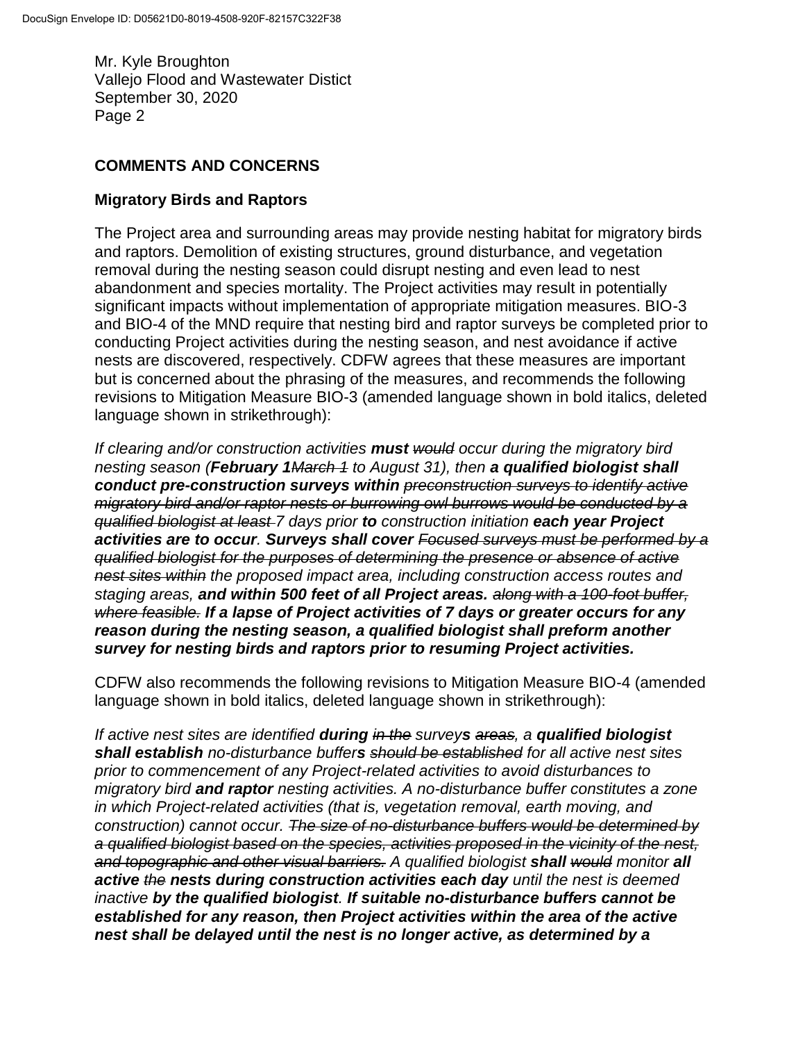Mr. Kyle Broughton
Vallejo Flood and Wastewater Distict
September 30, 2020
Page 2

## COMMENTS AND CONCERNS

### Migratory Birds and Raptors

The Project area and surrounding areas may provide nesting habitat for migratory birds and raptors. Demolition of existing structures, ground disturbance, and vegetation removal during the nesting season could disrupt nesting and even lead to nest abandonment and species mortality. The Project activities may result in potentially significant impacts without implementation of appropriate mitigation measures. BIO-3 and BIO-4 of the MND require that nesting bird and raptor surveys be completed prior to conducting Project activities during the nesting season, and nest avoidance if active nests are discovered, respectively. CDFW agrees that these measures are important but is concerned about the phrasing of the measures, and recommends the following revisions to Mitigation Measure BIO-3 (amended language shown in bold italics, deleted language shown in strikethrough):

*If clearing and/or construction activities **must** ~~would~~ occur during the migratory bird nesting season (**February 1**~~March 1~~ to August 31), then **a qualified biologist shall conduct pre-construction surveys within** ~~preconstruction surveys to identify active migratory bird and/or raptor nests or burrowing owl burrows would be conducted by a qualified biologist at least~~ 7 days prior **to** construction initiation **each year Project activities are to occur**. **Surveys shall cover** ~~Focused surveys must be performed by a qualified biologist for the purposes of determining the presence or absence of active nest sites within~~ the proposed impact area, including construction access routes and staging areas, **and within 500 feet of all Project areas.** ~~along with a 100-foot buffer, where feasible.~~ **If a lapse of Project activities of 7 days or greater occurs for any reason during the nesting season, a qualified biologist shall preform another survey for nesting birds and raptors prior to resuming Project activities.***

CDFW also recommends the following revisions to Mitigation Measure BIO-4 (amended language shown in bold italics, deleted language shown in strikethrough):

*If active nest sites are identified **during** ~~in the~~ survey**s** ~~areas~~, a **qualified biologist shall establish** no-disturbance buffer**s** ~~should be established~~ for all active nest sites prior to commencement of any Project-related activities to avoid disturbances to migratory bird **and raptor** nesting activities. A no-disturbance buffer constitutes a zone in which Project-related activities (that is, vegetation removal, earth moving, and construction) cannot occur. ~~The size of no-disturbance buffers would be determined by a qualified biologist based on the species, activities proposed in the vicinity of the nest, and topographic and other visual barriers.~~ A qualified biologist **shall** ~~would~~ monitor **all active** ~~the~~ **nests during construction activities each day** until the nest is deemed inactive **by the qualified biologist**. **If suitable no-disturbance buffers cannot be established for any reason, then Project activities within the area of the active nest shall be delayed until the nest is no longer active, as determined by a***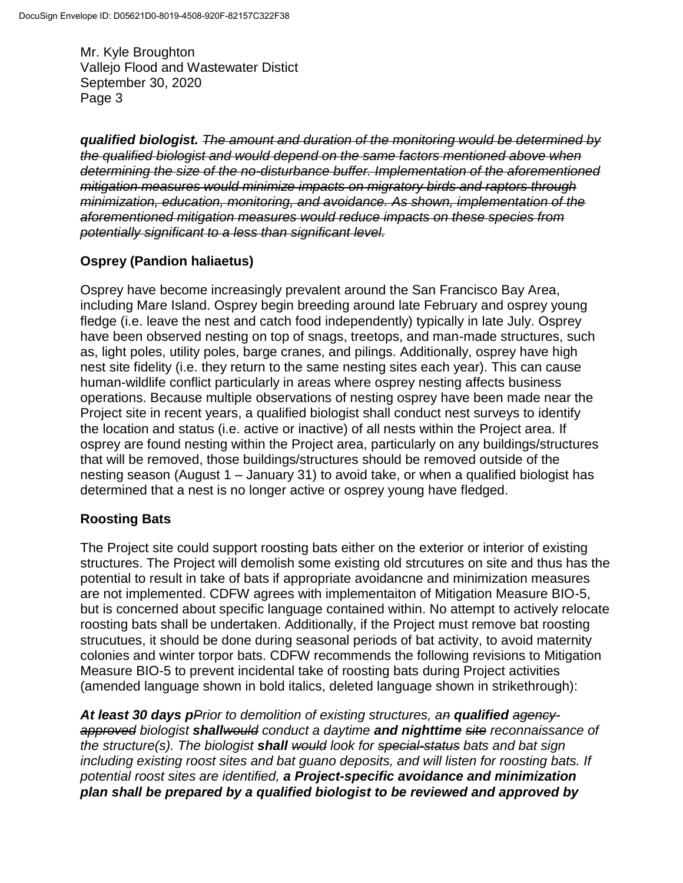*__qualified biologist.__ ~~The amount and duration of the monitoring would be determined by the qualified biologist and would depend on the same factors mentioned above when determining the size of the no-disturbance buffer. Implementation of the aforementioned mitigation measures would minimize impacts on migratory birds and raptors through minimization, education, monitoring, and avoidance. As shown, implementation of the aforementioned mitigation measures would reduce impacts on these species from potentially significant to a less than significant level.~~*

## Osprey (Pandion haliaetus)

Osprey have become increasingly prevalent around the San Francisco Bay Area, including Mare Island. Osprey begin breeding around late February and osprey young fledge (i.e. leave the nest and catch food independently) typically in late July. Osprey have been observed nesting on top of snags, treetops, and man-made structures, such as, light poles, utility poles, barge cranes, and pilings. Additionally, osprey have high nest site fidelity (i.e. they return to the same nesting sites each year). This can cause human-wildlife conflict particularly in areas where osprey nesting affects business operations. Because multiple observations of nesting osprey have been made near the Project site in recent years, a qualified biologist shall conduct nest surveys to identify the location and status (i.e. active or inactive) of all nests within the Project area. If osprey are found nesting within the Project area, particularly on any buildings/structures that will be removed, those buildings/structures should be removed outside of the nesting season (August 1 – January 31) to avoid take, or when a qualified biologist has determined that a nest is no longer active or osprey young have fledged.

## Roosting Bats

The Project site could support roosting bats either on the exterior or interior of existing structures. The Project will demolish some existing old strcutures on site and thus has the potential to result in take of bats if appropriate avoidancne and minimization measures are not implemented. CDFW agrees with implementaiton of Mitigation Measure BIO-5, but is concerned about specific language contained within. No attempt to actively relocate roosting bats shall be undertaken. Additionally, if the Project must remove bat roosting strucutues, it should be done during seasonal periods of bat activity, to avoid maternity colonies and winter torpor bats. CDFW recommends the following revisions to Mitigation Measure BIO-5 to prevent incidental take of roosting bats during Project activities (amended language shown in bold italics, deleted language shown in strikethrough):

*__At least 30 days p__~~P~~rior to demolition of existing structures, a~~n~~ __qualified__ ~~agency-approved~~ biologist __shall__~~would~~ conduct a daytime __and nighttime__ ~~site~~ reconnaissance of the structure(s). The biologist __shall__ ~~would~~ look for ~~special-status~~ bats and bat sign including existing roost sites and bat guano deposits, and will listen for roosting bats. If potential roost sites are identified, __a Project-specific avoidance and minimization plan shall be prepared by a qualified biologist to be reviewed and approved by__*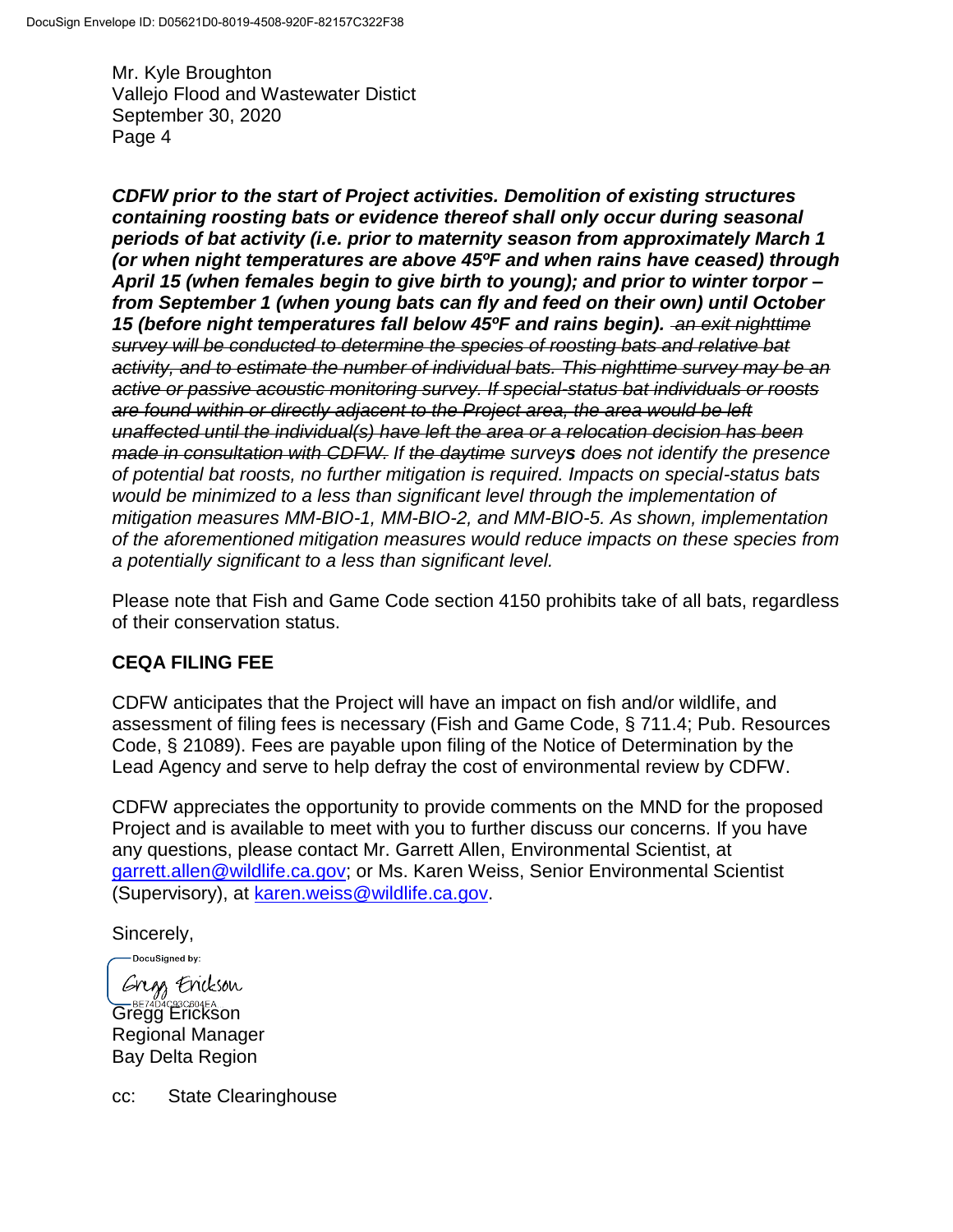Mr. Kyle Broughton
Vallejo Flood and Wastewater Distict
September 30, 2020
Page 4

***CDFW prior to the start of Project activities. Demolition of existing structures containing roosting bats or evidence thereof shall only occur during seasonal periods of bat activity (i.e. prior to maternity season from approximately March 1 (or when night temperatures are above 45ºF and when rains have ceased) through April 15 (when females begin to give birth to young); and prior to winter torpor – from September 1 (when young bats can fly and feed on their own) until October 15 (before night temperatures fall below 45ºF and rains begin).*** *~~an exit nighttime survey will be conducted to determine the species of roosting bats and relative bat activity, and to estimate the number of individual bats. This nighttime survey may be an active or passive acoustic monitoring survey. If special-status bat individuals or roosts are found within or directly adjacent to the Project area, the area would be left unaffected until the individual(s) have left the area or a relocation decision has been made in consultation with CDFW.~~ If ~~the daytime~~ survey**s** ~~does~~ not identify the presence of potential bat roosts, no further mitigation is required. Impacts on special-status bats would be minimized to a less than significant level through the implementation of mitigation measures MM-BIO-1, MM-BIO-2, and MM-BIO-5. As shown, implementation of the aforementioned mitigation measures would reduce impacts on these species from a potentially significant to a less than significant level.*

Please note that Fish and Game Code section 4150 prohibits take of all bats, regardless of their conservation status.

## CEQA FILING FEE

CDFW anticipates that the Project will have an impact on fish and/or wildlife, and assessment of filing fees is necessary (Fish and Game Code, § 711.4; Pub. Resources Code, § 21089). Fees are payable upon filing of the Notice of Determination by the Lead Agency and serve to help defray the cost of environmental review by CDFW.

CDFW appreciates the opportunity to provide comments on the MND for the proposed Project and is available to meet with you to further discuss our concerns. If you have any questions, please contact Mr. Garrett Allen, Environmental Scientist, at garrett.allen@wildlife.ca.gov; or Ms. Karen Weiss, Senior Environmental Scientist (Supervisory), at karen.weiss@wildlife.ca.gov.

Sincerely,

DocuSigned by:
Gregg Erickson
BE74D4C93C604FA

Gregg Erickson
Regional Manager
Bay Delta Region

cc: State Clearinghouse